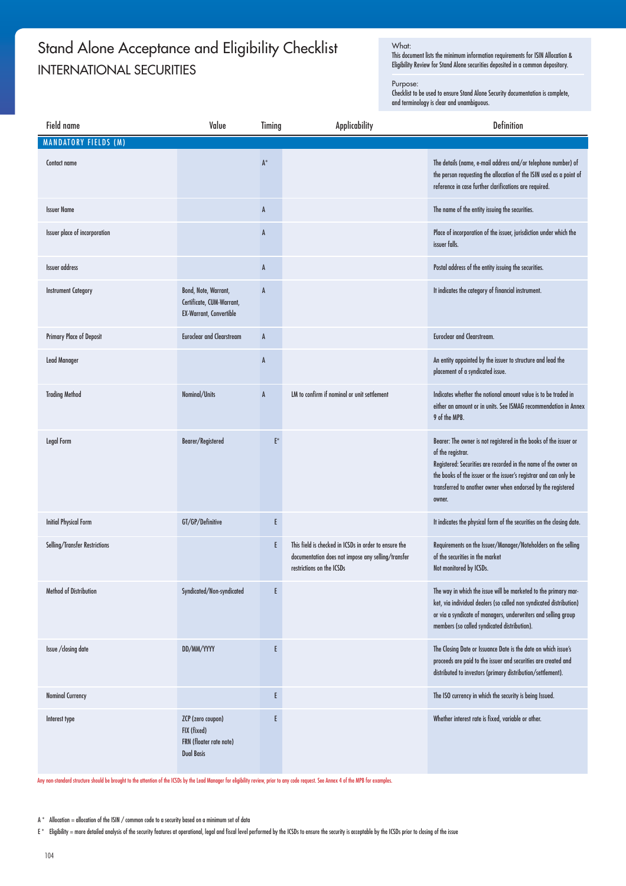# Stand Alone Acceptance and Eligibility Checklist

## INTERNATIONAL SECURITIES

What:
This document lists the minimum information requirements for ISIN Allocation & Eligibility Review for Stand Alone securities deposited in a common depository.

Purpose:
Checklist to be used to ensure Stand Alone Security documentation is complete, and terminology is clear and unambiguous.

| Field name | Value | Timing | Applicability | Definition |
|---|---|---|---|---|
| **MANDATORY FIELDS (M)** | | | | |
| Contact name | | A* | | The details (name, e-mail address and/or telephone number) of the person requesting the allocation of the ISIN used as a point of reference in case further clarifications are required. |
| Issuer Name | | A | | The name of the entity issuing the securities. |
| Issuer place of incorporation | | A | | Place of incorporation of the issuer, jurisdiction under which the issuer falls. |
| Issuer address | | A | | Postal address of the entity issuing the securities. |
| Instrument Category | Bond, Note, Warrant, Certificate, CUM-Warrant, EX-Warrant, Convertible | A | | It indicates the category of financial instrument. |
| Primary Place of Deposit | Euroclear and Clearstream | A | | Euroclear and Clearstream. |
| Lead Manager | | A | | An entity appointed by the issuer to structure and lead the placement of a syndicated issue. |
| Trading Method | Nominal/Units | A | LM to confirm if nominal or unit settlement | Indicates whether the notional amount value is to be traded in either an amount or in units. See ISMAG recommendation in Annex 9 of the MPB. |
| Legal Form | Bearer/Registered | E* | | Bearer: The owner is not registered in the books of the issuer or of the registrar.<br>Registered: Securities are recorded in the name of the owner on the books of the issuer or the issuer's registrar and can only be transferred to another owner when endorsed by the registered owner. |
| Initial Physical Form | GT/GP/Definitive | E | | It indicates the physical form of the securities on the closing date. |
| Selling/Transfer Restrictions | | E | This field is checked in ICSDs in order to ensure the documentation does not impose any selling/transfer restrictions on the ICSDs | Requirements on the Issuer/Manager/Noteholders on the selling of the securities in the market<br>Not monitored by ICSDs. |
| Method of Distribution | Syndicated/Non-syndicated | E | | The way in which the issue will be marketed to the primary market, via individual dealers (so called non syndicated distribution) or via a syndicate of managers, underwriters and selling group members (so called syndicated distribution). |
| Issue /closing date | DD/MM/YYYY | E | | The Closing Date or Issuance Date is the date on which issue's proceeds are paid to the issuer and securities are created and distributed to investors (primary distribution/settlement). |
| Nominal Currency | | E | | The ISO currency in which the security is being Issued. |
| Interest type | ZCP (zero coupon)<br>FIX (fixed)<br>FRN (floater rate note)<br>Dual Basis | E | | Whether interest rate is fixed, variable or other. |

Any non-standard structure should be brought to the attention of the ICSDs by the Lead Manager for eligibility review, prior to any code request. See Annex 4 of the MPB for examples.

A* Allocation = allocation of the ISIN / common code to a security based on a minimum set of data

E* Eligibility = more detailed analysis of the security features at operational, legal and fiscal level performed by the ICSDs to ensure the security is acceptable by the ICSDs prior to closing of the issue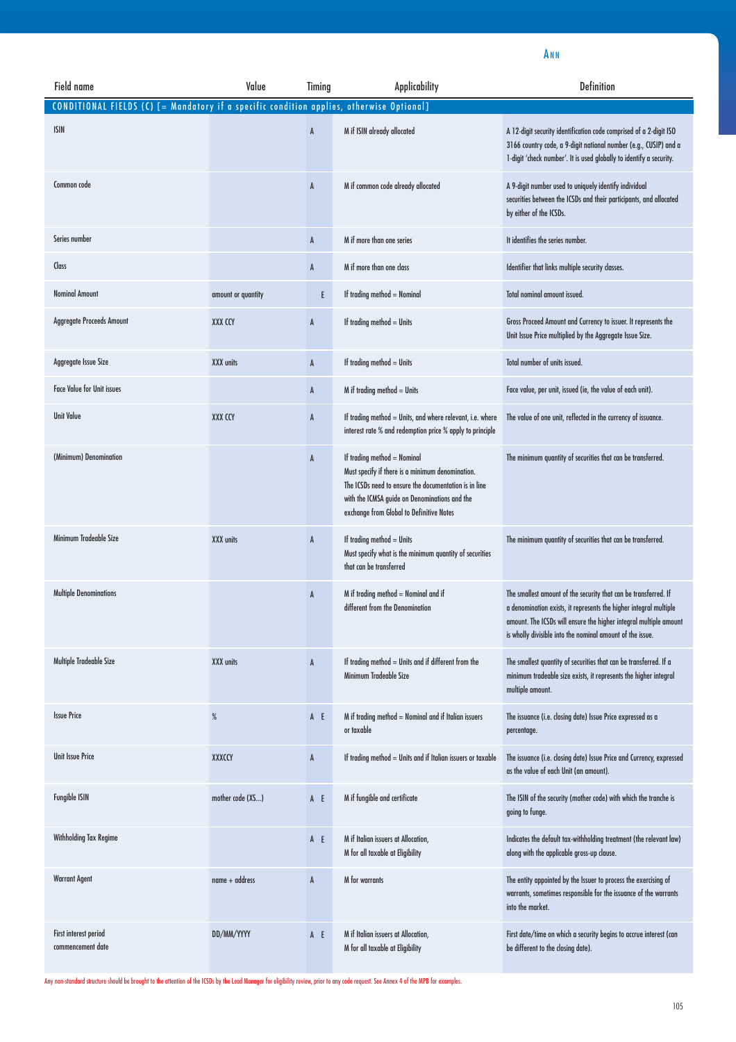| Field name | Value | Timing | Applicability | Definition |
|---|---|---|---|---|
| **CONDITIONAL FIELDS (C) [= Mandatory if a specific condition applies, otherwise Optional]** | | | | |
| ISIN | | A | M if ISIN already allocated | A 12-digit security identification code comprised of a 2-digit ISO 3166 country code, a 9-digit national number (e.g., CUSIP) and a 1-digit 'check number'. It is used globally to identify a security. |
| Common code | | A | M if common code already allocated | A 9-digit number used to uniquely identify individual securities between the ICSDs and their participants, and allocated by either of the ICSDs. |
| Series number | | A | M if more than one series | It identifies the series number. |
| Class | | A | M if more than one class | Identifier that links multiple security classes. |
| Nominal Amount | amount or quantity | E | If trading method = Nominal | Total nominal amount issued. |
| Aggregate Proceeds Amount | XXX CCY | A | If trading method = Units | Gross Proceed Amount and Currency to issuer. It represents the Unit Issue Price multiplied by the Aggregate Issue Size. |
| Aggregate Issue Size | XXX units | A | If trading method = Units | Total number of units issued. |
| Face Value for Unit issues | | A | M if trading method = Units | Face value, per unit, issued (ie, the value of each unit). |
| Unit Value | XXX CCY | A | If trading method = Units, and where relevant, i.e. where interest rate % and redemption price % apply to principle | The value of one unit, reflected in the currency of issuance. |
| (Minimum) Denomination | | A | If trading method = Nominal<br>Must specify if there is a minimum denomination.<br>The ICSDs need to ensure the documentation is in line with the ICMSA guide on Denominations and the exchange from Global to Definitive Notes | The minimum quantity of securities that can be transferred. |
| Minimum Tradeable Size | XXX units | A | If trading method = Units<br>Must specify what is the minimum quantity of securities that can be transferred | The minimum quantity of securities that can be transferred. |
| Multiple Denominations | | A | M if trading method = Nominal and if different from the Denomination | The smallest amount of the security that can be transferred. If a denomination exists, it represents the higher integral multiple amount. The ICSDs will ensure the higher integral multiple amount is wholly divisible into the nominal amount of the issue. |
| Multiple Tradeable Size | XXX units | A | If trading method = Units and if different from the Minimum Tradeable Size | The smallest quantity of securities that can be transferred. If a minimum tradeable size exists, it represents the higher integral multiple amount. |
| Issue Price | % | A E | M if trading method = Nominal and if Italian issuers or taxable | The issuance (i.e. closing date) Issue Price expressed as a percentage. |
| Unit Issue Price | XXXCCY | A | If trading method = Units and if Italian issuers or taxable | The issuance (i.e. closing date) Issue Price and Currency, expressed as the value of each Unit (an amount). |
| Fungible ISIN | mother code (XS...) | A E | M if fungible and certificate | The ISIN of the security (mother code) with which the tranche is going to funge. |
| Withholding Tax Regime | | A E | M if Italian issuers at Allocation,<br>M for all taxable at Eligibility | Indicates the default tax-withholding treatment (the relevant law) along with the applicable gross-up clause. |
| Warrant Agent | name + address | A | M for warrants | The entity appointed by the Issuer to process the exercising of warrants, sometimes responsible for the issuance of the warrants into the market. |
| First interest period commencement date | DD/MM/YYYY | A E | M if Italian issuers at Allocation,<br>M for all taxable at Eligibility | First date/time on which a security begins to accrue interest (can be different to the closing date). |

Any non-standard structure should be brought to the attention of the ICSDs by the Lead Manager for eligibility review, prior to any code request. See Annex 4 of the MPB for examples.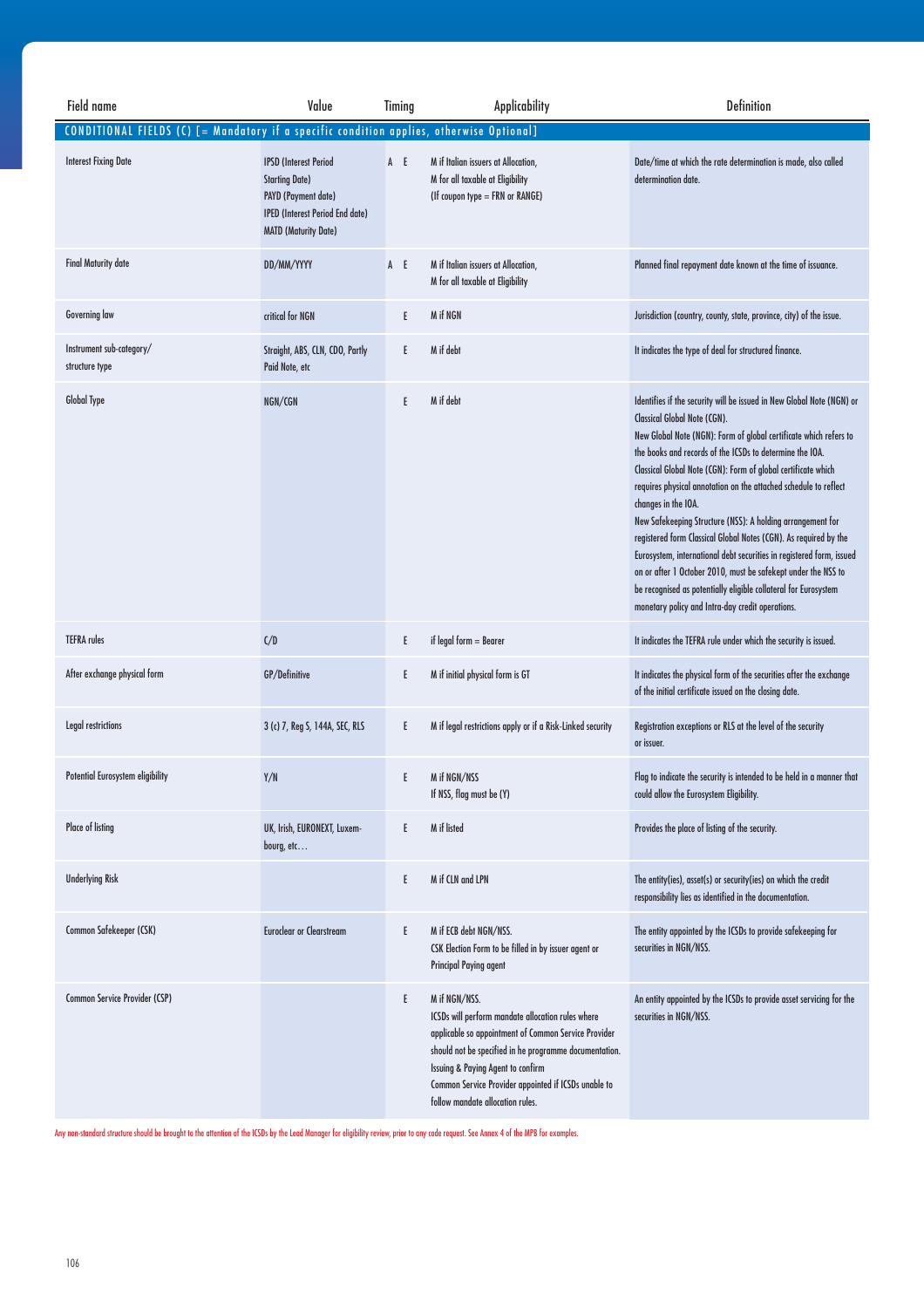| Field name | Value | Timing | Applicability | Definition |
|---|---|---|---|---|
| **CONDITIONAL FIELDS (C) [= Mandatory if a specific condition applies, otherwise Optional]** | | | | |
| Interest Fixing Date | IPSD (Interest Period Starting Date)<br>PAYD (Payment date)<br>IPED (Interest Period End date)<br>MATD (Maturity Date) | A E | M if Italian issuers at Allocation,<br>M for all taxable at Eligibility<br>(If coupon type = FRN or RANGE) | Date/time at which the rate determination is made, also called determination date. |
| Final Maturity date | DD/MM/YYYY | A E | M if Italian issuers at Allocation,<br>M for all taxable at Eligibility | Planned final repayment date known at the time of issuance. |
| Governing law | critical for NGN | E | M if NGN | Jurisdiction (country, county, state, province, city) of the issue. |
| Instrument sub-category/ structure type | Straight, ABS, CLN, CDO, Partly Paid Note, etc | E | M if debt | It indicates the type of deal for structured finance. |
| Global Type | NGN/CGN | E | M if debt | Identifies if the security will be issued in New Global Note (NGN) or Classical Global Note (CGN).<br>New Global Note (NGN): Form of global certificate which refers to the books and records of the ICSDs to determine the IOA.<br>Classical Global Note (CGN): Form of global certificate which requires physical annotation on the attached schedule to reflect changes in the IOA.<br>New Safekeeping Structure (NSS): A holding arrangement for registered form Classical Global Notes (CGN). As required by the Eurosystem, international debt securities in registered form, issued on or after 1 October 2010, must be safekept under the NSS to be recognised as potentially eligible collateral for Eurosystem monetary policy and Intra-day credit operations. |
| TEFRA rules | C/D | E | if legal form = Bearer | It indicates the TEFRA rule under which the security is issued. |
| After exchange physical form | GP/Definitive | E | M if initial physical form is GT | It indicates the physical form of the securities after the exchange of the initial certificate issued on the closing date. |
| Legal restrictions | 3 (c) 7, Reg S, 144A, SEC, RLS | E | M if legal restrictions apply or if a Risk-Linked security | Registration exceptions or RLS at the level of the security or issuer. |
| Potential Eurosystem eligibility | Y/N | E | M if NGN/NSS<br>If NSS, flag must be (Y) | Flag to indicate the security is intended to be held in a manner that could allow the Eurosystem Eligibility. |
| Place of listing | UK, Irish, EURONEXT, Luxembourg, etc… | E | M if listed | Provides the place of listing of the security. |
| Underlying Risk | | E | M if CLN and LPN | The entity(ies), asset(s) or security(ies) on which the credit responsibility lies as identified in the documentation. |
| Common Safekeeper (CSK) | Euroclear or Clearstream | E | M if ECB debt NGN/NSS.<br>CSK Election Form to be filled in by issuer agent or Principal Paying agent | The entity appointed by the ICSDs to provide safekeeping for securities in NGN/NSS. |
| Common Service Provider (CSP) | | E | M if NGN/NSS.<br>ICSDs will perform mandate allocation rules where applicable so appointment of Common Service Provider should not be specified in he programme documentation.<br>Issuing & Paying Agent to confirm<br>Common Service Provider appointed if ICSDs unable to follow mandate allocation rules. | An entity appointed by the ICSDs to provide asset servicing for the securities in NGN/NSS. |

Any non-standard structure should be brought to the attention of the ICSDs by the Lead Manager for eligibility review, prior to any code request. See Annex 4 of the MPB for examples.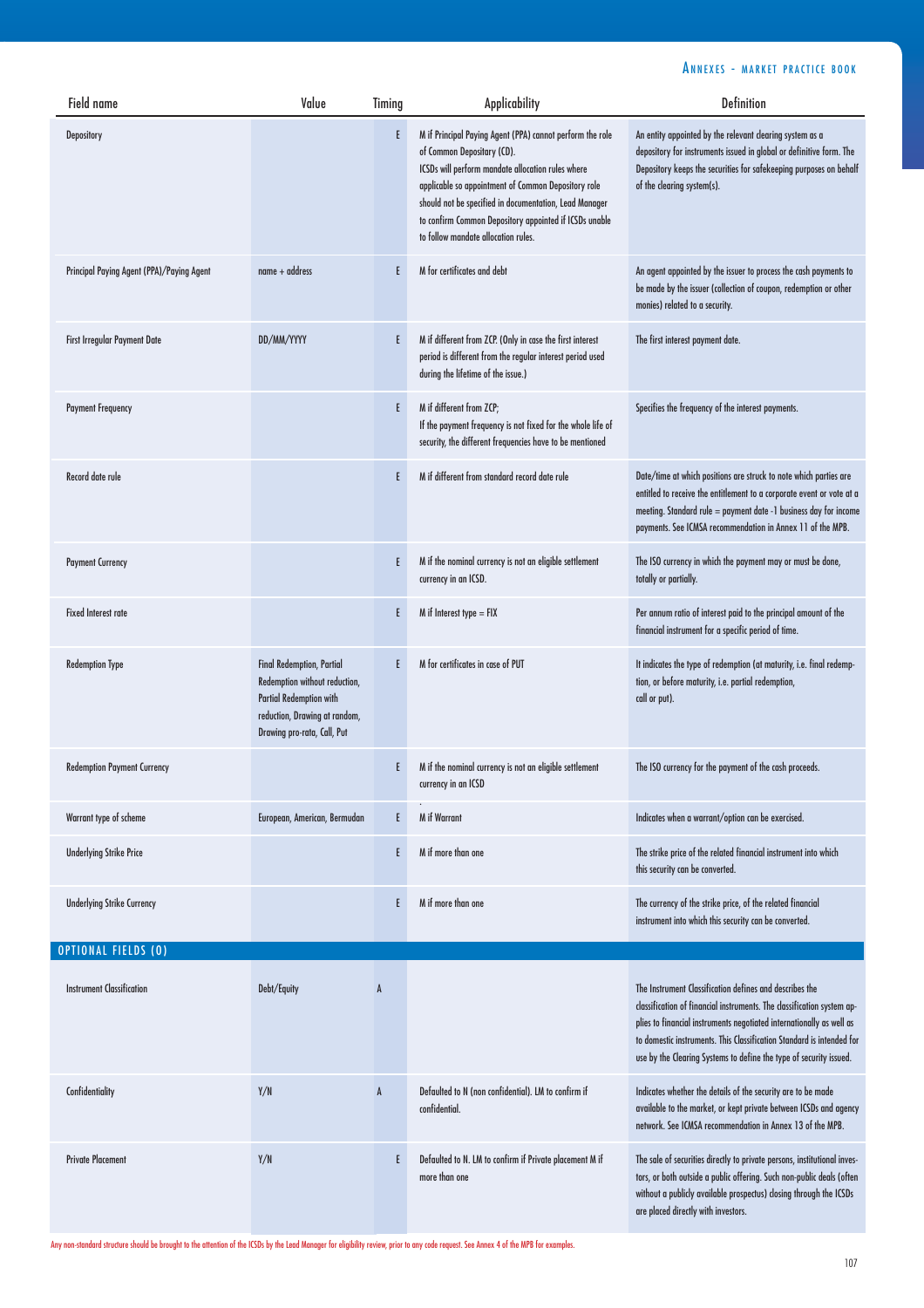| Field name | Value | Timing | Applicability | Definition |
|---|---|---|---|---|
| Depository | | E | M if Principal Paying Agent (PPA) cannot perform the role of Common Depositary (CD). ICSDs will perform mandate allocation rules where applicable so appointment of Common Depositary role should not be specified in documentation, Lead Manager to confirm Common Depositary appointed if ICSDs unable to follow mandate allocation rules. | An entity appointed by the relevant clearing system as a depository for instruments issued in global or definitive form. The Depository keeps the securities for safekeeping purposes on behalf of the clearing system(s). |
| Principal Paying Agent (PPA)/Paying Agent | name + address | E | M for certificates and debt | An agent appointed by the issuer to process the cash payments to be made by the issuer (collection of coupon, redemption or other monies) related to a security. |
| First Irregular Payment Date | DD/MM/YYYY | E | M if different from ZCP. (Only in case the first interest period is different from the regular interest period used during the lifetime of the issue.) | The first interest payment date. |
| Payment Frequency | | E | M if different from ZCP; If the payment frequency is not fixed for the whole life of security, the different frequencies have to be mentioned | Specifies the frequency of the interest payments. |
| Record date rule | | E | M if different from standard record date rule | Date/time at which positions are struck to note which parties are entitled to receive the entitlement to a corporate event or vote at a meeting. Standard rule = payment date -1 business day for income payments. See ICMSA recommendation in Annex 11 of the MPB. |
| Payment Currency | | E | M if the nominal currency is not an eligible settlement currency in an ICSD. | The ISO currency in which the payment may or must be done, totally or partially. |
| Fixed Interest rate | | E | M if Interest type = FIX | Per annum ratio of interest paid to the principal amount of the financial instrument for a specific period of time. |
| Redemption Type | Final Redemption, Partial Redemption without reduction, Partial Redemption with reduction, Drawing at random, Drawing pro-rata, Call, Put | E | M for certificates in case of PUT | It indicates the type of redemption (at maturity, i.e. final redemption, or before maturity, i.e. partial redemption, call or put). |
| Redemption Payment Currency | | E | M if the nominal currency is not an eligible settlement currency in an ICSD | The ISO currency for the payment of the cash proceeds. |
| Warrant type of scheme | European, American, Bermudan | E | M if Warrant | Indicates when a warrant/option can be exercised. |
| Underlying Strike Price | | E | M if more than one | The strike price of the related financial instrument into which this security can be converted. |
| Underlying Strike Currency | | E | M if more than one | The currency of the strike price, of the related financial instrument into which this security can be converted. |
| **OPTIONAL FIELDS (O)** | | | | |
| Instrument Classification | Debt/Equity | A | | The Instrument Classification defines and describes the classification of financial instruments. The classification system applies to financial instruments negotiated internationally as well as to domestic instruments. This Classification Standard is intended for use by the Clearing Systems to define the type of security issued. |
| Confidentiality | Y/N | A | Defaulted to N (non confidential). LM to confirm if confidential. | Indicates whether the details of the security are to be made available to the market, or kept private between ICSDs and agency network. See ICMSA recommendation in Annex 13 of the MPB. |
| Private Placement | Y/N | E | Defaulted to N. LM to confirm if Private placement M if more than one | The sale of securities directly to private persons, institutional investors, or both outside a public offering. Such non-public deals (often without a publicly available prospectus) closing through the ICSDs are placed directly with investors. |

Any non-standard structure should be brought to the attention of the ICSDs by the Lead Manager for eligibility review, prior to any code request. See Annex 4 of the MPB for examples.